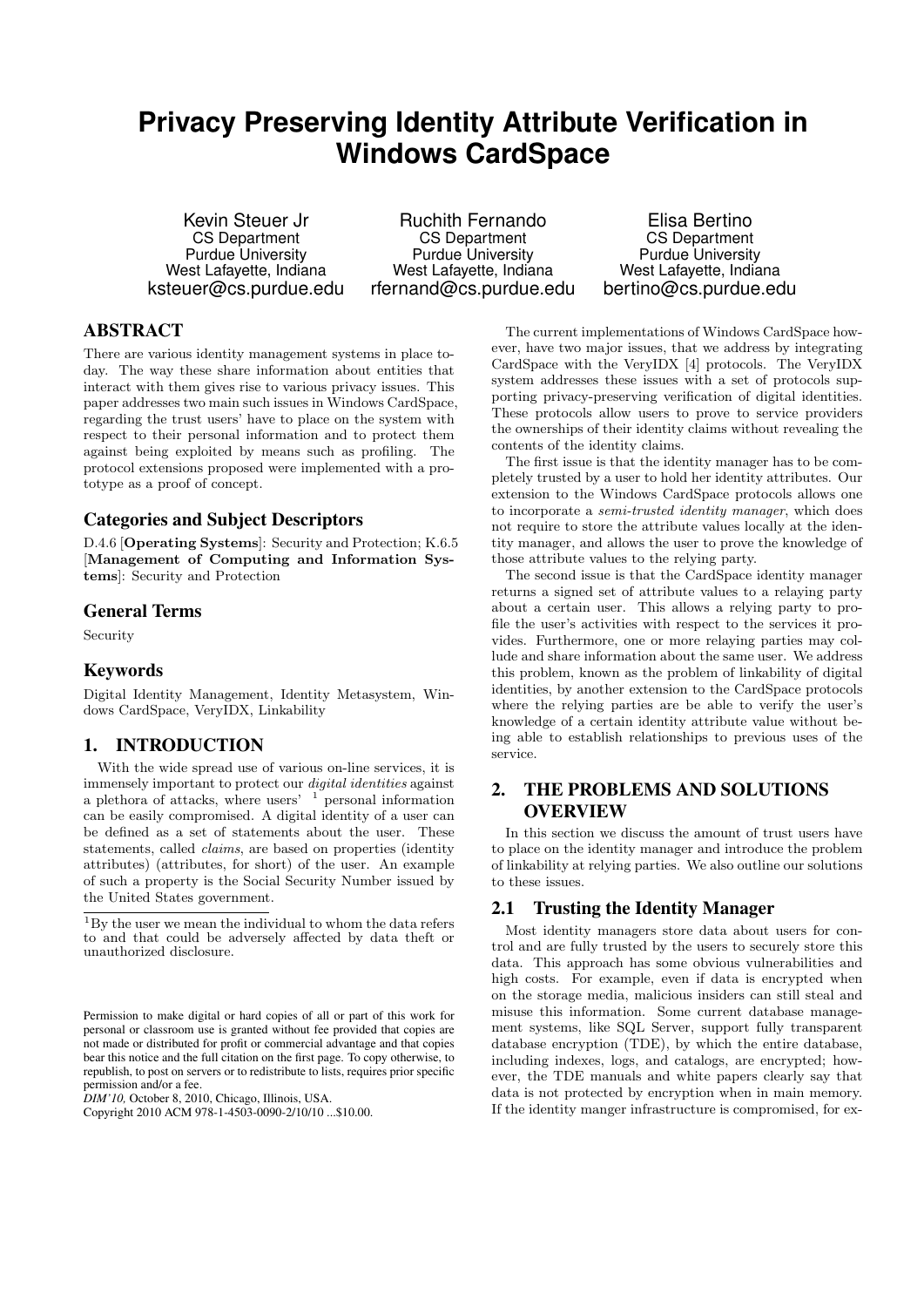# Privacy Preserving Identity Attribute Verification in Windows CardSpace

Kevin Steuer Jr
CS Department
Purdue University
West Lafayette, Indiana
ksteuer@cs.purdue.edu

Ruchith Fernando
CS Department
Purdue University
West Lafayette, Indiana
rfernand@cs.purdue.edu

Elisa Bertino
CS Department
Purdue University
West Lafayette, Indiana
bertino@cs.purdue.edu

## ABSTRACT

There are various identity management systems in place today. The way these share information about entities that interact with them gives rise to various privacy issues. This paper addresses two main such issues in Windows CardSpace, regarding the trust users' have to place on the system with respect to their personal information and to protect them against being exploited by means such as profiling. The protocol extensions proposed were implemented with a prototype as a proof of concept.

### Categories and Subject Descriptors

D.4.6 [**Operating Systems**]: Security and Protection; K.6.5 [**Management of Computing and Information Systems**]: Security and Protection

### General Terms

Security

### Keywords

Digital Identity Management, Identity Metasystem, Windows CardSpace, VeryIDX, Linkability

## 1. INTRODUCTION

With the wide spread use of various on-line services, it is immensely important to protect our *digital identities* against a plethora of attacks, where users' [1] personal information can be easily compromised. A digital identity of a user can be defined as a set of statements about the user. These statements, called *claims*, are based on properties (identity attributes) (attributes, for short) of the user. An example of such a property is the Social Security Number issued by the United States government.

[1] By the user we mean the individual to whom the data refers to and that could be adversely affected by data theft or unauthorized disclosure.

Permission to make digital or hard copies of all or part of this work for personal or classroom use is granted without fee provided that copies are not made or distributed for profit or commercial advantage and that copies bear this notice and the full citation on the first page. To copy otherwise, to republish, to post on servers or to redistribute to lists, requires prior specific permission and/or a fee.
*DIM'10,* October 8, 2010, Chicago, Illinois, USA.
Copyright 2010 ACM 978-1-4503-0090-2/10/10 ...$10.00.

The current implementations of Windows CardSpace however, have two major issues, that we address by integrating CardSpace with the VeryIDX [4] protocols. The VeryIDX system addresses these issues with a set of protocols supporting privacy-preserving verification of digital identities. These protocols allow users to prove to service providers the ownerships of their identity claims without revealing the contents of the identity claims.

The first issue is that the identity manager has to be completely trusted by a user to hold her identity attributes. Our extension to the Windows CardSpace protocols allows one to incorporate a *semi-trusted identity manager*, which does not require to store the attribute values locally at the identity manager, and allows the user to prove the knowledge of those attribute values to the relying party.

The second issue is that the CardSpace identity manager returns a signed set of attribute values to a relaying party about a certain user. This allows a relying party to profile the user's activities with respect to the services it provides. Furthermore, one or more relaying parties may collude and share information about the same user. We address this problem, known as the problem of linkability of digital identities, by another extension to the CardSpace protocols where the relying parties are be able to verify the user's knowledge of a certain identity attribute value without being able to establish relationships to previous uses of the service.

## 2. THE PROBLEMS AND SOLUTIONS OVERVIEW

In this section we discuss the amount of trust users have to place on the identity manager and introduce the problem of linkability at relying parties. We also outline our solutions to these issues.

### 2.1 Trusting the Identity Manager

Most identity managers store data about users for control and are fully trusted by the users to securely store this data. This approach has some obvious vulnerabilities and high costs. For example, even if data is encrypted when on the storage media, malicious insiders can still steal and misuse this information. Some current database management systems, like SQL Server, support fully transparent database encryption (TDE), by which the entire database, including indexes, logs, and catalogs, are encrypted; however, the TDE manuals and white papers clearly say that data is not protected by encryption when in main memory. If the identity manger infrastructure is compromised, for ex-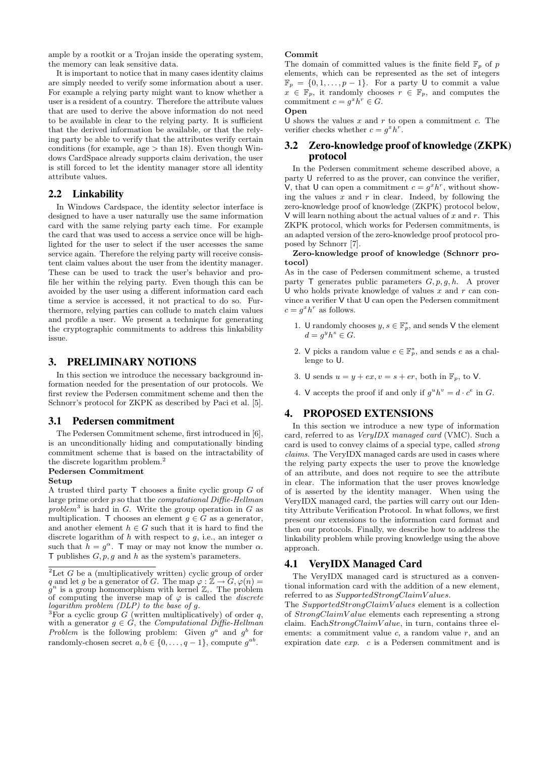ample by a rootkit or a Trojan inside the operating system, the memory can leak sensitive data.

It is important to notice that in many cases identity claims are simply needed to verify some information about a user. For example a relying party might want to know whether a user is a resident of a country. Therefore the attribute values that are used to derive the above information do not need to be available in clear to the relying party. It is sufficient that the derived information be available, or that the relying party be able to verify that the attributes verify certain conditions (for example, age > than 18). Even though Windows CardSpace already supports claim derivation, the user is still forced to let the identity manager store all identity attribute values.

## 2.2 Linkability

In Windows Cardspace, the identity selector interface is designed to have a user naturally use the same information card with the same relying party each time. For example the card that was used to access a service once will be highlighted for the user to select if the user accesses the same service again. Therefore the relying party will receive consistent claim values about the user from the identity manager. These can be used to track the user's behavior and profile her within the relying party. Even though this can be avoided by the user using a different information card each time a service is accessed, it not practical to do so. Furthermore, relying parties can collude to match claim values and profile a user. We present a technique for generating the cryptographic commitments to address this linkability issue.

# 3. PRELIMINARY NOTIONS

In this section we introduce the necessary background information needed for the presentation of our protocols. We first review the Pedersen commitment scheme and then the Schnorr's protocol for ZKPK as described by Paci et al. [5].

## 3.1 Pedersen commitment

The Pedersen Commitment scheme, first introduced in [6], is an unconditionally hiding and computationally binding commitment scheme that is based on the intractability of the discrete logarithm problem.[2]

**Pedersen Commitment**

**Setup**

A trusted third party $\mathsf{T}$ chooses a finite cyclic group $G$ of large prime order $p$ so that the *computational Diffie-Hellman problem*[3] is hard in $G$. Write the group operation in $G$ as multiplication. $\mathsf{T}$ chooses an element $g \in G$ as a generator, and another element $h \in G$ such that it is hard to find the discrete logarithm of $h$ with respect to $g$, i.e., an integer $\alpha$ such that $h = g^{\alpha}$. $\mathsf{T}$ may or may not know the number $\alpha$. $\mathsf{T}$ publishes $G, p, g$ and $h$ as the system's parameters.

**Commit**

The domain of committed values is the finite field $\mathbb{F}_p$ of $p$ elements, which can be represented as the set of integers $\mathbb{F}_p = \{0, 1, \ldots, p-1\}$. For a party $\mathsf{U}$ to commit a value $x \in \mathbb{F}_p$, it randomly chooses $r \in \mathbb{F}_p$, and computes the commitment $c = g^x h^r \in G$.

**Open**

$\mathsf{U}$ shows the values $x$ and $r$ to open a commitment $c$. The verifier checks whether $c = g^x h^r$.

## 3.2 Zero-knowledge proof of knowledge (ZKPK) protocol

In the Pedersen commitment scheme described above, a party $\mathsf{U}$ referred to as the prover, can convince the verifier, $\mathsf{V}$, that $\mathsf{U}$ can open a commitment $c = g^x h^r$, without showing the values $x$ and $r$ in clear. Indeed, by following the zero-knowledge proof of knowledge (ZKPK) protocol below, $\mathsf{V}$ will learn nothing about the actual values of $x$ and $r$. This ZKPK protocol, which works for Pedersen commitments, is an adapted version of the zero-knowledge proof protocol proposed by Schnorr [7].

**Zero-knowledge proof of knowledge (Schnorr protocol)**

As in the case of Pedersen commitment scheme, a trusted party $\mathsf{T}$ generates public parameters $G, p, g, h$. A prover $\mathsf{U}$ who holds private knowledge of values $x$ and $r$ can convince a verifier $\mathsf{V}$ that $\mathsf{U}$ can open the Pedersen commitment $c = g^x h^r$ as follows.

1. $\mathsf{U}$ randomly chooses $y, s \in \mathbb{F}_p^*$, and sends $\mathsf{V}$ the element $d = g^y h^s \in G$.
2. $\mathsf{V}$ picks a random value $e \in \mathbb{F}_p^*$, and sends $e$ as a challenge to $\mathsf{U}$.
3. $\mathsf{U}$ sends $u = y + ex, v = s + er$, both in $\mathbb{F}_p$, to $\mathsf{V}$.
4. $\mathsf{V}$ accepts the proof if and only if $g^u h^v = d \cdot c^e$ in $G$.

# 4. PROPOSED EXTENSIONS

In this section we introduce a new type of information card, referred to as *VeryIDX managed card* (VMC). Such a card is used to convey claims of a special type, called *strong claims*. The VeryIDX managed cards are used in cases where the relying party expects the user to prove the knowledge of an attribute, and does not require to see the attribute in clear. The information that the user proves knowledge of is asserted by the identity manager. When using the VeryIDX managed card, the parties will carry out our Identity Attribute Verification Protocol. In what follows, we first present our extensions to the information card format and then our protocols. Finally, we describe how to address the linkability problem while proving knowledge using the above approach.

## 4.1 VeryIDX Managed Card

The VeryIDX managed card is structured as a conventional information card with the addition of a new element, referred to as *SupportedStrongClaimValues*.

The *SupportedStrongClaimValues* element is a collection of *StrongClaimValue* elements each representing a strong claim. Each *StrongClaimValue*, in turn, contains three elements: a commitment value $c$, a random value $r$, and an expiration date *exp*. $c$ is a Pedersen commitment and is

---

[2] Let $G$ be a (multiplicatively written) cyclic group of order $q$ and let $g$ be a generator of $G$. The map $\varphi : \mathbb{Z} \rightarrow G, \varphi(n) = g^n$ is a group homomorphism with kernel $\mathbb{Z}_q$. The problem of computing the inverse map of $\varphi$ is called the *discrete logarithm problem (DLP) to the base of g*.

[3] For a cyclic group $G$ (written multiplicatively) of order $q$, with a generator $g \in G$, the *Computational Diffie-Hellman Problem* is the following problem: Given $g^a$ and $g^b$ for randomly-chosen secret $a, b \in \{0, \ldots, q-1\}$, compute $g^{ab}$.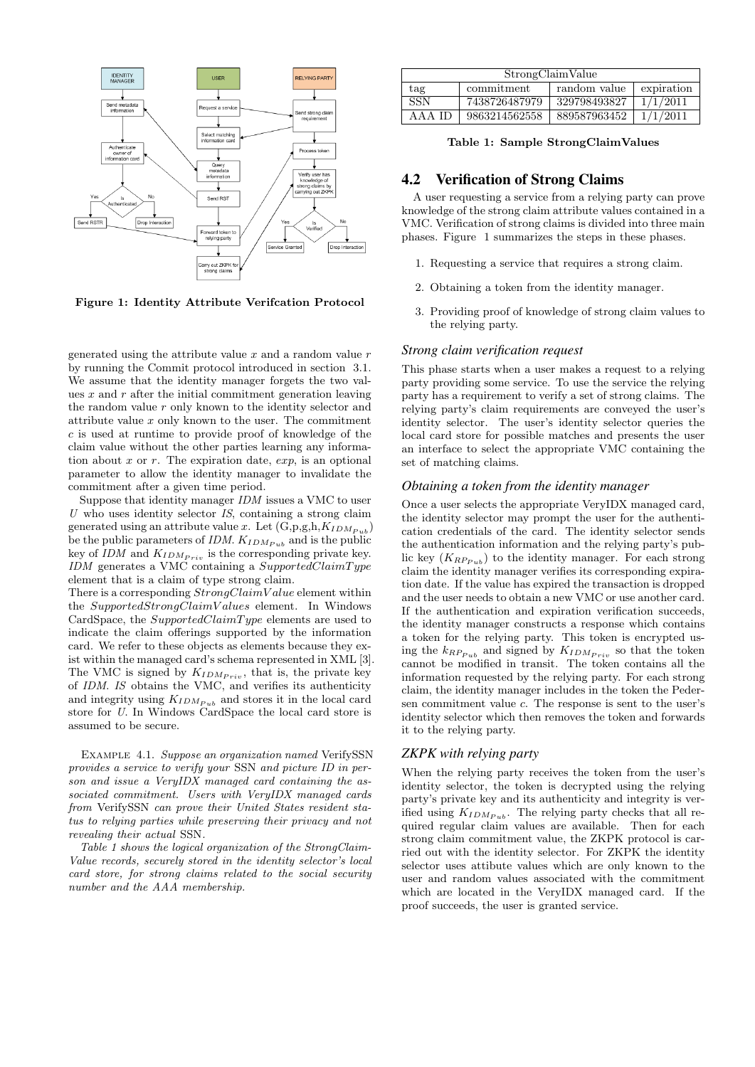Figure 1: Identity Attribute Verifcation Protocol

generated using the attribute value $x$ and a random value $r$ by running the Commit protocol introduced in section 3.1. We assume that the identity manager forgets the two values $x$ and $r$ after the initial commitment generation leaving the random value $r$ only known to the identity selector and attribute value $x$ only known to the user. The commitment $c$ is used at runtime to provide proof of knowledge of the claim value without the other parties learning any information about $x$ or $r$. The expiration date, $exp$, is an optional parameter to allow the identity manager to invalidate the commitment after a given time period.

Suppose that identity manager *IDM* issues a VMC to user $U$ who uses identity selector *IS*, containing a strong claim generated using an attribute value $x$. Let (G,p,g,h,$K_{IDM_{Pub}}$) be the public parameters of *IDM*. $K_{IDM_{Pub}}$ and is the public key of *IDM* and $K_{IDM_{Priv}}$ is the corresponding private key. *IDM* generates a VMC containing a $SupportedClaimType$ element that is a claim of type strong claim.
There is a corresponding $StrongClaimValue$ element within the $SupportedStrongClaimValues$ element. In Windows CardSpace, the $SupportedClaimType$ elements are used to indicate the claim offerings supported by the information card. We refer to these objects as elements because they exist within the managed card's schema represented in XML [3]. The VMC is signed by $K_{IDM_{Priv}}$, that is, the private key of *IDM*. *IS* obtains the VMC, and verifies its authenticity and integrity using $K_{IDM_{Pub}}$ and stores it in the local card store for $U$. In Windows CardSpace the local card store is assumed to be secure.

Example 4.1. *Suppose an organization named* VerifySSN *provides a service to verify your* SSN *and picture ID in person and issue a VeryIDX managed card containing the associated commitment. Users with VeryIDX managed cards from* VerifySSN *can prove their United States resident status to relying parties while preserving their privacy and not revealing their actual* SSN.

*Table 1 shows the logical organization of the StrongClaimValue records, securely stored in the identity selector's local card store, for strong claims related to the social security number and the AAA membership.*

| StrongClaimValue | | | |
|---|---|---|---|
| tag | commitment | random value | expiration |
| SSN | 7438726487979 | 329798493827 | 1/1/2011 |
| AAA ID | 9863214562558 | 889587963452 | 1/1/2011 |

**Table 1: Sample StrongClaimValues**

## 4.2 Verification of Strong Claims

A user requesting a service from a relying party can prove knowledge of the strong claim attribute values contained in a VMC. Verification of strong claims is divided into three main phases. Figure 1 summarizes the steps in these phases.

1. Requesting a service that requires a strong claim.
2. Obtaining a token from the identity manager.
3. Providing proof of knowledge of strong claim values to the relying party.

### *Strong claim verification request*

This phase starts when a user makes a request to a relying party providing some service. To use the service the relying party has a requirement to verify a set of strong claims. The relying party's claim requirements are conveyed the user's identity selector. The user's identity selector queries the local card store for possible matches and presents the user an interface to select the appropriate VMC containing the set of matching claims.

### *Obtaining a token from the identity manager*

Once a user selects the appropriate VeryIDX managed card, the identity selector may prompt the user for the authentication credentials of the card. The identity selector sends the authentication information and the relying party's public key ($K_{RP_{Pub}}$) to the identity manager. For each strong claim the identity manager verifies its corresponding expiration date. If the value has expired the transaction is dropped and the user needs to obtain a new VMC or use another card. If the authentication and expiration verification succeeds, the identity manager constructs a response which contains a token for the relying party. This token is encrypted using the $k_{RP_{Pub}}$ and signed by $K_{IDM_{Priv}}$ so that the token cannot be modified in transit. The token contains all the information requested by the relying party. For each strong claim, the identity manager includes in the token the Pedersen commitment value $c$. The response is sent to the user's identity selector which then removes the token and forwards it to the relying party.

### *ZKPK with relying party*

When the relying party receives the token from the user's identity selector, the token is decrypted using the relying party's private key and its authenticity and integrity is verified using $K_{IDM_{Pub}}$. The relying party checks that all required regular claim values are available. Then for each strong claim commitment value, the ZKPK protocol is carried out with the identity selector. For ZKPK the identity selector uses attibute values which are only known to the user and random values associated with the commitment which are located in the VeryIDX managed card. If the proof succeeds, the user is granted service.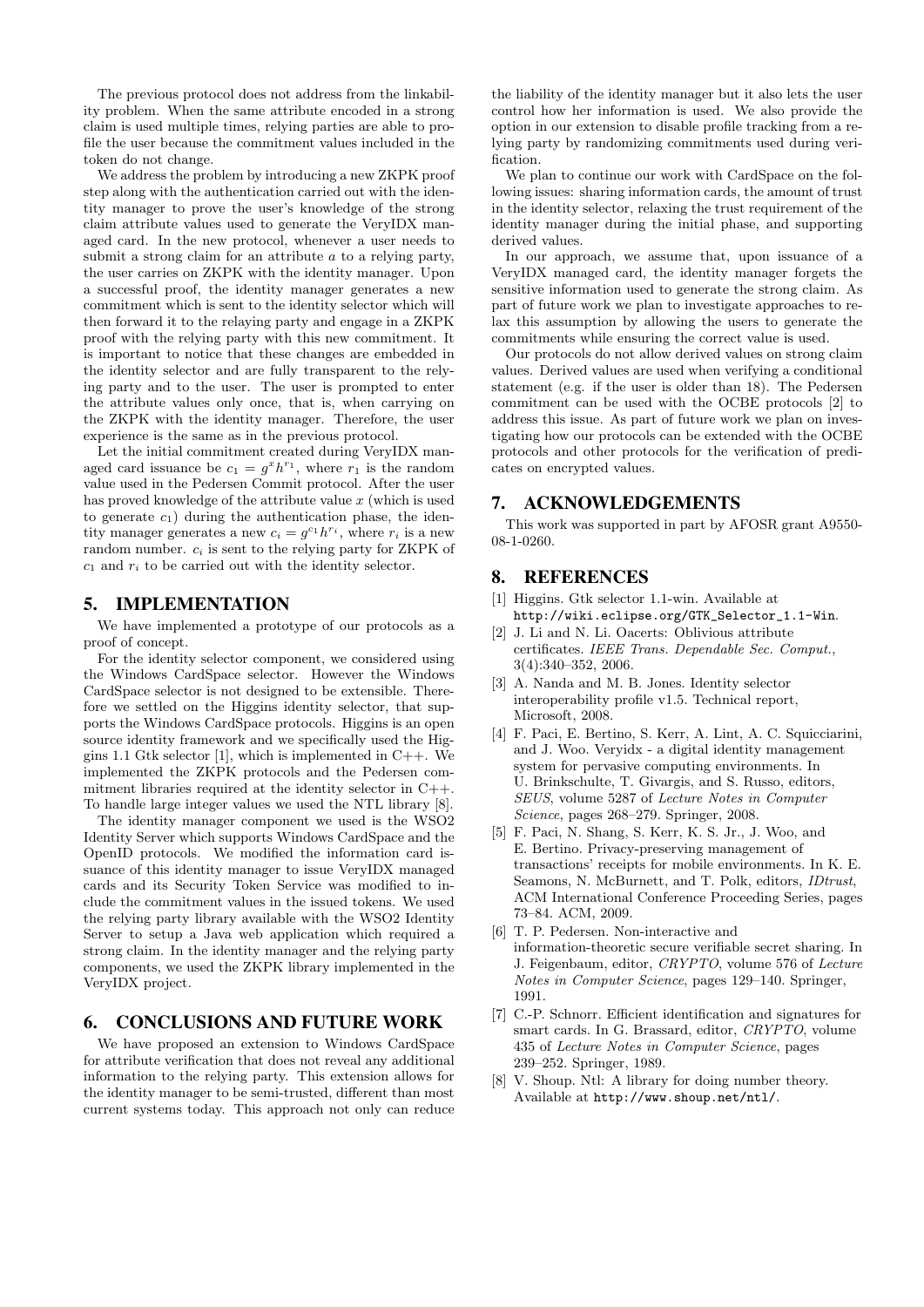The previous protocol does not address from the linkability problem. When the same attribute encoded in a strong claim is used multiple times, relying parties are able to profile the user because the commitment values included in the token do not change.

We address the problem by introducing a new ZKPK proof step along with the authentication carried out with the identity manager to prove the user's knowledge of the strong claim attribute values used to generate the VeryIDX managed card. In the new protocol, whenever a user needs to submit a strong claim for an attribute $a$ to a relying party, the user carries on ZKPK with the identity manager. Upon a successful proof, the identity manager generates a new commitment which is sent to the identity selector which will then forward it to the relaying party and engage in a ZKPK proof with the relying party with this new commitment. It is important to notice that these changes are embedded in the identity selector and are fully transparent to the relying party and to the user. The user is prompted to enter the attribute values only once, that is, when carrying on the ZKPK with the identity manager. Therefore, the user experience is the same as in the previous protocol.

Let the initial commitment created during VeryIDX managed card issuance be $c_1 = g^x h^{r_1}$, where $r_1$ is the random value used in the Pedersen Commit protocol. After the user has proved knowledge of the attribute value $x$ (which is used to generate $c_1$) during the authentication phase, the identity manager generates a new $c_i = g^{c_1} h^{r_i}$, where $r_i$ is a new random number. $c_i$ is sent to the relying party for ZKPK of $c_1$ and $r_i$ to be carried out with the identity selector.

## 5. IMPLEMENTATION

We have implemented a prototype of our protocols as a proof of concept.

For the identity selector component, we considered using the Windows CardSpace selector. However the Windows CardSpace selector is not designed to be extensible. Therefore we settled on the Higgins identity selector, that supports the Windows CardSpace protocols. Higgins is an open source identity framework and we specifically used the Higgins 1.1 Gtk selector [1], which is implemented in C++. We implemented the ZKPK protocols and the Pedersen commitment libraries required at the identity selector in C++. To handle large integer values we used the NTL library [8].

The identity manager component we used is the WSO2 Identity Server which supports Windows CardSpace and the OpenID protocols. We modified the information card issuance of this identity manager to issue VeryIDX managed cards and its Security Token Service was modified to include the commitment values in the issued tokens. We used the relying party library available with the WSO2 Identity Server to setup a Java web application which required a strong claim. In the identity manager and the relying party components, we used the ZKPK library implemented in the VeryIDX project.

## 6. CONCLUSIONS AND FUTURE WORK

We have proposed an extension to Windows CardSpace for attribute verification that does not reveal any additional information to the relying party. This extension allows for the identity manager to be semi-trusted, different than most current systems today. This approach not only can reduce the liability of the identity manager but it also lets the user control how her information is used. We also provide the option in our extension to disable profile tracking from a relying party by randomizing commitments used during verification.

We plan to continue our work with CardSpace on the following issues: sharing information cards, the amount of trust in the identity selector, relaxing the trust requirement of the identity manager during the initial phase, and supporting derived values.

In our approach, we assume that, upon issuance of a VeryIDX managed card, the identity manager forgets the sensitive information used to generate the strong claim. As part of future work we plan to investigate approaches to relax this assumption by allowing the users to generate the commitments while ensuring the correct value is used.

Our protocols do not allow derived values on strong claim values. Derived values are used when verifying a conditional statement (e.g. if the user is older than 18). The Pedersen commitment can be used with the OCBE protocols [2] to address this issue. As part of future work we plan on investigating how our protocols can be extended with the OCBE protocols and other protocols for the verification of predicates on encrypted values.

## 7. ACKNOWLEDGEMENTS

This work was supported in part by AFOSR grant A9550-08-1-0260.

## 8. REFERENCES

[1] Higgins. Gtk selector 1.1-win. Available at http://wiki.eclipse.org/GTK_Selector_1.1-Win.

[2] J. Li and N. Li. Oacerts: Oblivious attribute certificates. *IEEE Trans. Dependable Sec. Comput.*, 3(4):340–352, 2006.

[3] A. Nanda and M. B. Jones. Identity selector interoperability profile v1.5. Technical report, Microsoft, 2008.

[4] F. Paci, E. Bertino, S. Kerr, A. Lint, A. C. Squicciarini, and J. Woo. Veryidx - a digital identity management system for pervasive computing environments. In U. Brinkschulte, T. Givargis, and S. Russo, editors, *SEUS*, volume 5287 of *Lecture Notes in Computer Science*, pages 268–279. Springer, 2008.

[5] F. Paci, N. Shang, S. Kerr, K. S. Jr., J. Woo, and E. Bertino. Privacy-preserving management of transactions' receipts for mobile environments. In K. E. Seamons, N. McBurnett, and T. Polk, editors, *IDtrust*, ACM International Conference Proceeding Series, pages 73–84. ACM, 2009.

[6] T. P. Pedersen. Non-interactive and information-theoretic secure verifiable secret sharing. In J. Feigenbaum, editor, *CRYPTO*, volume 576 of *Lecture Notes in Computer Science*, pages 129–140. Springer, 1991.

[7] C.-P. Schnorr. Efficient identification and signatures for smart cards. In G. Brassard, editor, *CRYPTO*, volume 435 of *Lecture Notes in Computer Science*, pages 239–252. Springer, 1989.

[8] V. Shoup. Ntl: A library for doing number theory. Available at http://www.shoup.net/ntl/.